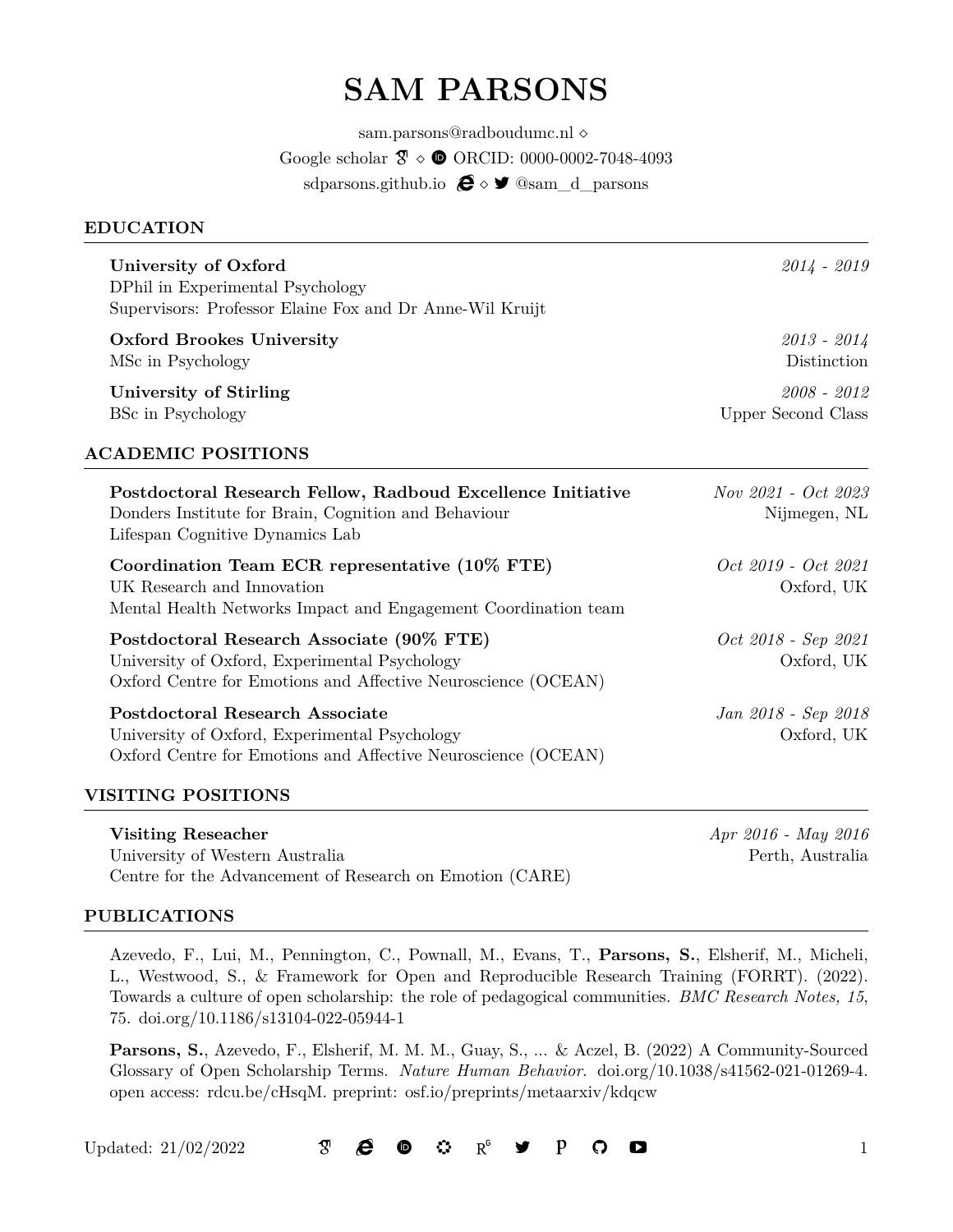# SAM PARSONS

sam.parsons@radboudumc.nl ⋄
Google scholar ⋄ ORCID: 0000-0002-7048-4093
sdparsons.github.io ⋄ @sam_d_parsons

## EDUCATION

**University of Oxford** *2014 - 2019*
DPhil in Experimental Psychology
Supervisors: Professor Elaine Fox and Dr Anne-Wil Kruijt

**Oxford Brookes University** *2013 - 2014*
MSc in Psychology — Distinction

**University of Stirling** *2008 - 2012*
BSc in Psychology — Upper Second Class

## ACADEMIC POSITIONS

**Postdoctoral Research Fellow, Radboud Excellence Initiative** *Nov 2021 - Oct 2023*
Donders Institute for Brain, Cognition and Behaviour — Nijmegen, NL
Lifespan Cognitive Dynamics Lab

**Coordination Team ECR representative (10% FTE)** *Oct 2019 - Oct 2021*
UK Research and Innovation — Oxford, UK
Mental Health Networks Impact and Engagement Coordination team

**Postdoctoral Research Associate (90% FTE)** *Oct 2018 - Sep 2021*
University of Oxford, Experimental Psychology — Oxford, UK
Oxford Centre for Emotions and Affective Neuroscience (OCEAN)

**Postdoctoral Research Associate** *Jan 2018 - Sep 2018*
University of Oxford, Experimental Psychology — Oxford, UK
Oxford Centre for Emotions and Affective Neuroscience (OCEAN)

## VISITING POSITIONS

**Visiting Reseacher** *Apr 2016 - May 2016*
University of Western Australia — Perth, Australia
Centre for the Advancement of Research on Emotion (CARE)

## PUBLICATIONS

Azevedo, F., Lui, M., Pennington, C., Pownall, M., Evans, T., **Parsons, S.**, Elsherif, M., Micheli, L., Westwood, S., & Framework for Open and Reproducible Research Training (FORRT). (2022). Towards a culture of open scholarship: the role of pedagogical communities. *BMC Research Notes, 15*, 75. doi.org/10.1186/s13104-022-05944-1

**Parsons, S.**, Azevedo, F., Elsherif, M. M. M., Guay, S., ... & Aczel, B. (2022) A Community-Sourced Glossary of Open Scholarship Terms. *Nature Human Behavior.* doi.org/10.1038/s41562-021-01269-4. open access: rdcu.be/cHsqM. preprint: osf.io/preprints/metaarxiv/kdqcw

Updated: 21/02/2022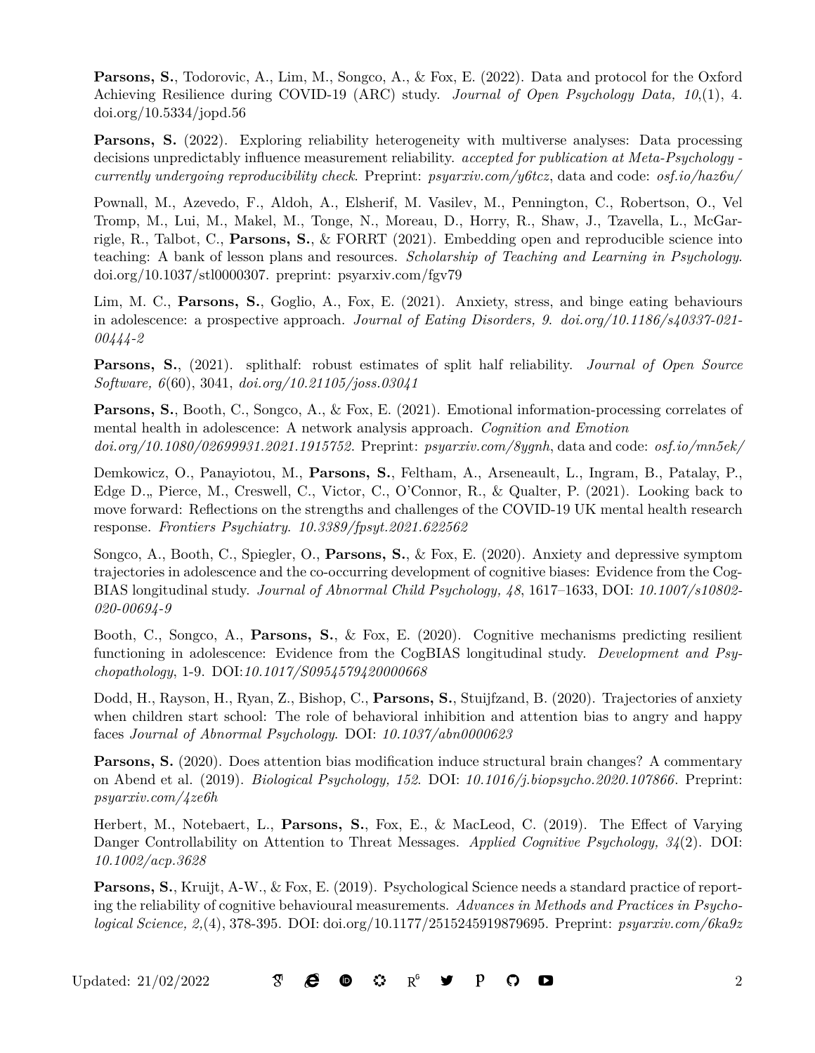**Parsons, S.**, Todorovic, A., Lim, M., Songco, A., & Fox, E. (2022). Data and protocol for the Oxford Achieving Resilience during COVID-19 (ARC) study. *Journal of Open Psychology Data, 10*,(1), 4. doi.org/10.5334/jopd.56

**Parsons, S.** (2022). Exploring reliability heterogeneity with multiverse analyses: Data processing decisions unpredictably influence measurement reliability. *accepted for publication at Meta-Psychology - currently undergoing reproducibility check*. Preprint: *psyarxiv.com/y6tcz*, data and code: *osf.io/haz6u/*

Pownall, M., Azevedo, F., Aldoh, A., Elsherif, M. Vasilev, M., Pennington, C., Robertson, O., Vel Tromp, M., Lui, M., Makel, M., Tonge, N., Moreau, D., Horry, R., Shaw, J., Tzavella, L., McGarrigle, R., Talbot, C., **Parsons, S.**, & FORRT (2021). Embedding open and reproducible science into teaching: A bank of lesson plans and resources. *Scholarship of Teaching and Learning in Psychology*. doi.org/10.1037/stl0000307. preprint: psyarxiv.com/fgv79

Lim, M. C., **Parsons, S.**, Goglio, A., Fox, E. (2021). Anxiety, stress, and binge eating behaviours in adolescence: a prospective approach. *Journal of Eating Disorders, 9. doi.org/10.1186/s40337-021-00444-2*

**Parsons, S.**, (2021). splithalf: robust estimates of split half reliability. *Journal of Open Source Software, 6*(60), 3041, *doi.org/10.21105/joss.03041*

**Parsons, S.**, Booth, C., Songco, A., & Fox, E. (2021). Emotional information-processing correlates of mental health in adolescence: A network analysis approach. *Cognition and Emotion doi.org/10.1080/02699931.2021.1915752*. Preprint: *psyarxiv.com/8ygnh*, data and code: *osf.io/mn5ek/*

Demkowicz, O., Panayiotou, M., **Parsons, S.**, Feltham, A., Arseneault, L., Ingram, B., Patalay, P., Edge D.„ Pierce, M., Creswell, C., Victor, C., O'Connor, R., & Qualter, P. (2021). Looking back to move forward: Reflections on the strengths and challenges of the COVID-19 UK mental health research response. *Frontiers Psychiatry. 10.3389/fpsyt.2021.622562*

Songco, A., Booth, C., Spiegler, O., **Parsons, S.**, & Fox, E. (2020). Anxiety and depressive symptom trajectories in adolescence and the co-occurring development of cognitive biases: Evidence from the CogBIAS longitudinal study. *Journal of Abnormal Child Psychology, 48*, 1617–1633, DOI: *10.1007/s10802-020-00694-9*

Booth, C., Songco, A., **Parsons, S.**, & Fox, E. (2020). Cognitive mechanisms predicting resilient functioning in adolescence: Evidence from the CogBIAS longitudinal study. *Development and Psychopathology*, 1-9. DOI:*10.1017/S0954579420000668*

Dodd, H., Rayson, H., Ryan, Z., Bishop, C., **Parsons, S.**, Stuijfzand, B. (2020). Trajectories of anxiety when children start school: The role of behavioral inhibition and attention bias to angry and happy faces *Journal of Abnormal Psychology*. DOI: *10.1037/abn0000623*

**Parsons, S.** (2020). Does attention bias modification induce structural brain changes? A commentary on Abend et al. (2019). *Biological Psychology, 152*. DOI: *10.1016/j.biopsycho.2020.107866*. Preprint: *psyarxiv.com/4ze6h*

Herbert, M., Notebaert, L., **Parsons, S.**, Fox, E., & MacLeod, C. (2019). The Effect of Varying Danger Controllability on Attention to Threat Messages. *Applied Cognitive Psychology, 34*(2). DOI: *10.1002/acp.3628*

**Parsons, S.**, Kruijt, A-W., & Fox, E. (2019). Psychological Science needs a standard practice of reporting the reliability of cognitive behavioural measurements. *Advances in Methods and Practices in Psychological Science, 2,*(4), 378-395. DOI: doi.org/10.1177/2515245919879695. Preprint: *psyarxiv.com/6ka9z*

Updated: 21/02/2022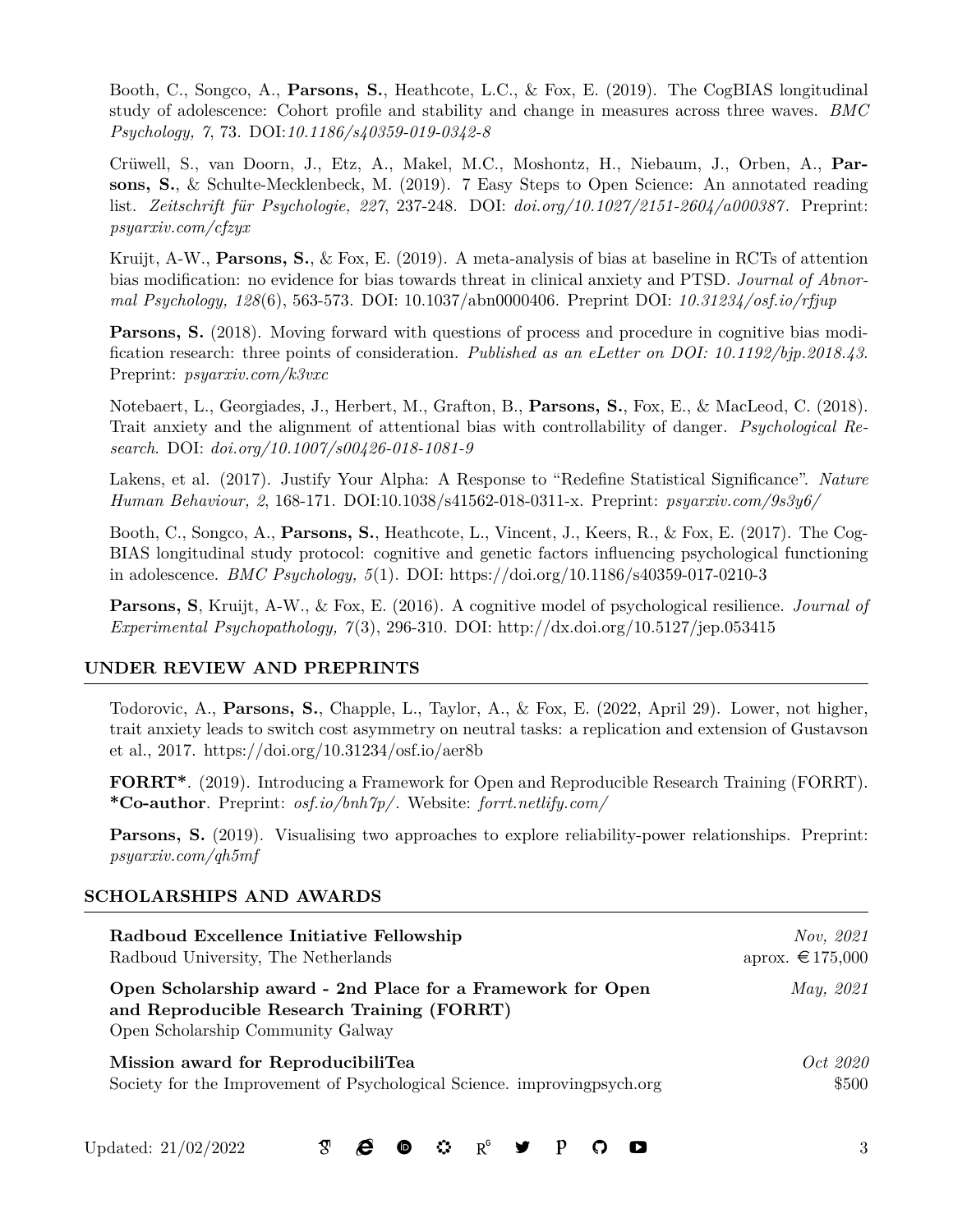Booth, C., Songco, A., **Parsons, S.**, Heathcote, L.C., & Fox, E. (2019). The CogBIAS longitudinal study of adolescence: Cohort profile and stability and change in measures across three waves. *BMC Psychology, 7*, 73. DOI:*10.1186/s40359-019-0342-8*

Crüwell, S., van Doorn, J., Etz, A., Makel, M.C., Moshontz, H., Niebaum, J., Orben, A., **Parsons, S.**, & Schulte-Mecklenbeck, M. (2019). 7 Easy Steps to Open Science: An annotated reading list. *Zeitschrift für Psychologie, 227*, 237-248. DOI: *doi.org/10.1027/2151-2604/a000387*. Preprint: *psyarxiv.com/cfzyx*

Kruijt, A-W., **Parsons, S.**, & Fox, E. (2019). A meta-analysis of bias at baseline in RCTs of attention bias modification: no evidence for bias towards threat in clinical anxiety and PTSD. *Journal of Abnormal Psychology, 128*(6), 563-573. DOI: 10.1037/abn0000406. Preprint DOI: *10.31234/osf.io/rfjup*

**Parsons, S.** (2018). Moving forward with questions of process and procedure in cognitive bias modification research: three points of consideration. *Published as an eLetter on DOI: 10.1192/bjp.2018.43*. Preprint: *psyarxiv.com/k3vxc*

Notebaert, L., Georgiades, J., Herbert, M., Grafton, B., **Parsons, S.**, Fox, E., & MacLeod, C. (2018). Trait anxiety and the alignment of attentional bias with controllability of danger. *Psychological Research*. DOI: *doi.org/10.1007/s00426-018-1081-9*

Lakens, et al. (2017). Justify Your Alpha: A Response to "Redefine Statistical Significance". *Nature Human Behaviour, 2*, 168-171. DOI:10.1038/s41562-018-0311-x. Preprint: *psyarxiv.com/9s3y6/*

Booth, C., Songco, A., **Parsons, S.**, Heathcote, L., Vincent, J., Keers, R., & Fox, E. (2017). The CogBIAS longitudinal study protocol: cognitive and genetic factors influencing psychological functioning in adolescence. *BMC Psychology, 5*(1). DOI: https://doi.org/10.1186/s40359-017-0210-3

**Parsons, S**, Kruijt, A-W., & Fox, E. (2016). A cognitive model of psychological resilience. *Journal of Experimental Psychopathology, 7*(3), 296-310. DOI: http://dx.doi.org/10.5127/jep.053415

## UNDER REVIEW AND PREPRINTS

Todorovic, A., **Parsons, S.**, Chapple, L., Taylor, A., & Fox, E. (2022, April 29). Lower, not higher, trait anxiety leads to switch cost asymmetry on neutral tasks: a replication and extension of Gustavson et al., 2017. https://doi.org/10.31234/osf.io/aer8b

**FORRT***. (2019). Introducing a Framework for Open and Reproducible Research Training (FORRT). ***Co-author**. Preprint: *osf.io/bnh7p/*. Website: *forrt.netlify.com/*

**Parsons, S.** (2019). Visualising two approaches to explore reliability-power relationships. Preprint: *psyarxiv.com/qh5mf*

## SCHOLARSHIPS AND AWARDS

**Radboud Excellence Initiative Fellowship** — *Nov, 2021*
Radboud University, The Netherlands — aprox. €175,000

**Open Scholarship award - 2nd Place for a Framework for Open and Reproducible Research Training (FORRT)** — *May, 2021*
Open Scholarship Community Galway

**Mission award for ReproducibiliTea** — *Oct 2020*
Society for the Improvement of Psychological Science. improvingpsych.org — $500

Updated: 21/02/2022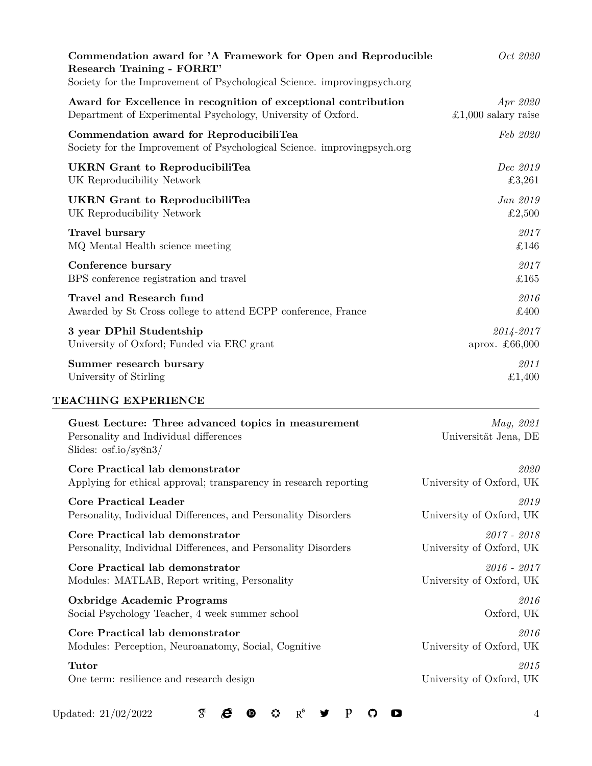**Commendation award for 'A Framework for Open and Reproducible Research Training - FORRT'** *Oct 2020*
Society for the Improvement of Psychological Science. improvingpsych.org

**Award for Excellence in recognition of exceptional contribution** *Apr 2020*
Department of Experimental Psychology, University of Oxford. £1,000 salary raise

**Commendation award for ReproducibiliTea** *Feb 2020*
Society for the Improvement of Psychological Science. improvingpsych.org

**UKRN Grant to ReproducibiliTea** *Dec 2019*
UK Reproducibility Network £3,261

**UKRN Grant to ReproducibiliTea** *Jan 2019*
UK Reproducibility Network £2,500

**Travel bursary** *2017*
MQ Mental Health science meeting £146

**Conference bursary** *2017*
BPS conference registration and travel £165

**Travel and Research fund** *2016*
Awarded by St Cross college to attend ECPP conference, France £400

**3 year DPhil Studentship** *2014-2017*
University of Oxford; Funded via ERC grant aprox. £66,000

**Summer research bursary** *2011*
University of Stirling £1,400

## TEACHING EXPERIENCE

**Guest Lecture: Three advanced topics in measurement** *May, 2021*
Personality and Individual differences Universität Jena, DE
Slides: osf.io/sy8n3/

**Core Practical lab demonstrator** *2020*
Applying for ethical approval; transparency in research reporting University of Oxford, UK

**Core Practical Leader** *2019*
Personality, Individual Differences, and Personality Disorders University of Oxford, UK

**Core Practical lab demonstrator** *2017 - 2018*
Personality, Individual Differences, and Personality Disorders University of Oxford, UK

**Core Practical lab demonstrator** *2016 - 2017*
Modules: MATLAB, Report writing, Personality University of Oxford, UK

**Oxbridge Academic Programs** *2016*
Social Psychology Teacher, 4 week summer school Oxford, UK

**Core Practical lab demonstrator** *2016*
Modules: Perception, Neuroanatomy, Social, Cognitive University of Oxford, UK

**Tutor** *2015*
One term: resilience and research design University of Oxford, UK

Updated: 21/02/2022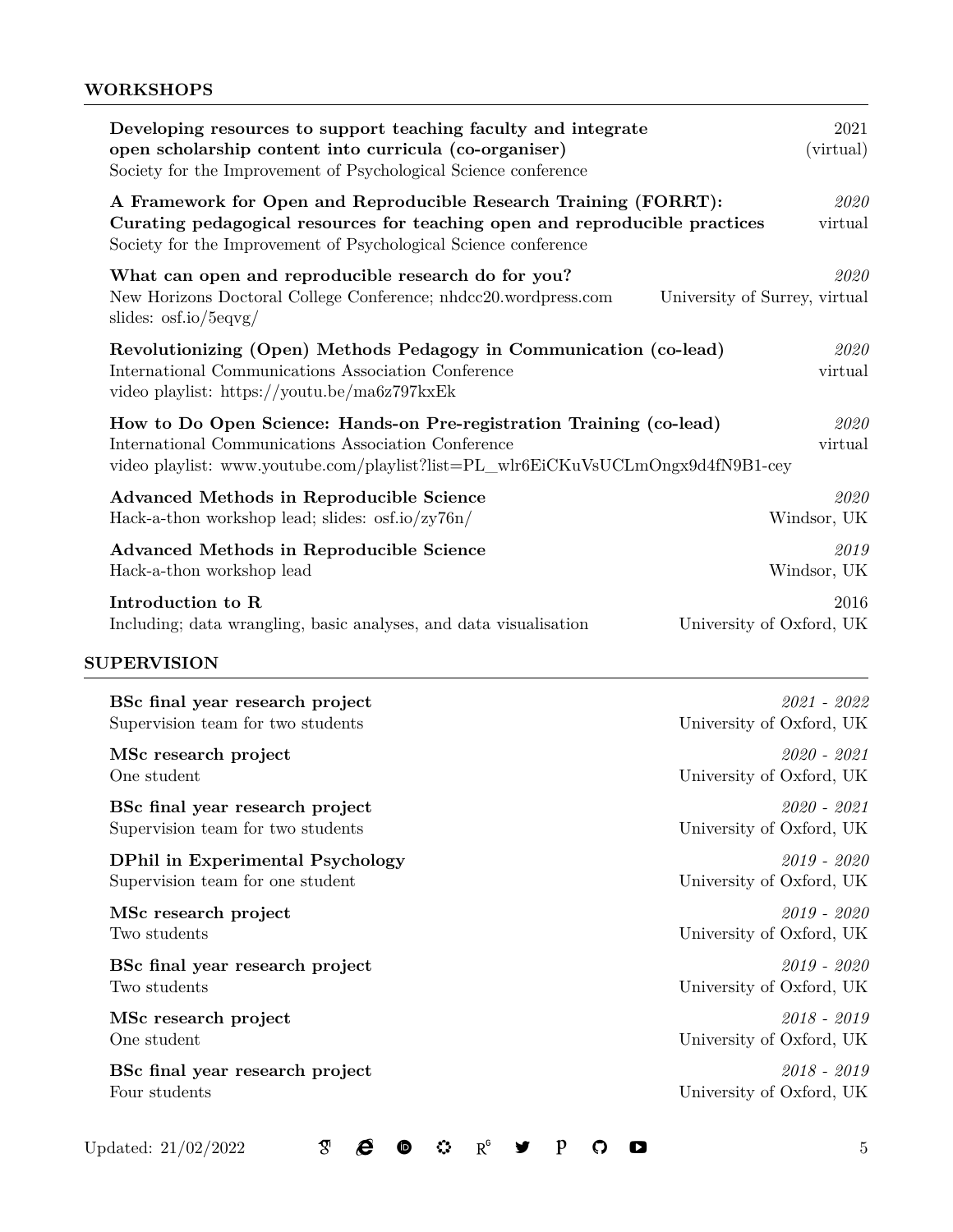## WORKSHOPS

**Developing resources to support teaching faculty and integrate open scholarship content into curricula (co-organiser)** 2021 (virtual)
Society for the Improvement of Psychological Science conference

**A Framework for Open and Reproducible Research Training (FORRT): Curating pedagogical resources for teaching open and reproducible practices** *2020* virtual
Society for the Improvement of Psychological Science conference

**What can open and reproducible research do for you?** *2020*
New Horizons Doctoral College Conference; nhdcc20.wordpress.com — University of Surrey, virtual
slides: osf.io/5eqvg/

**Revolutionizing (Open) Methods Pedagogy in Communication (co-lead)** *2020*
International Communications Association Conference — virtual
video playlist: https://youtu.be/ma6z797kxEk

**How to Do Open Science: Hands-on Pre-registration Training (co-lead)** *2020*
International Communications Association Conference — virtual
video playlist: www.youtube.com/playlist?list=PL_wlr6EiCKuVsUCLmOngx9d4fN9B1-cey

**Advanced Methods in Reproducible Science** *2020*
Hack-a-thon workshop lead; slides: osf.io/zy76n/ — Windsor, UK

**Advanced Methods in Reproducible Science** *2019*
Hack-a-thon workshop lead — Windsor, UK

**Introduction to R** 2016
Including; data wrangling, basic analyses, and data visualisation — University of Oxford, UK

## SUPERVISION

**BSc final year research project** *2021 - 2022*
Supervision team for two students — University of Oxford, UK

**MSc research project** *2020 - 2021*
One student — University of Oxford, UK

**BSc final year research project** *2020 - 2021*
Supervision team for two students — University of Oxford, UK

**DPhil in Experimental Psychology** *2019 - 2020*
Supervision team for one student — University of Oxford, UK

**MSc research project** *2019 - 2020*
Two students — University of Oxford, UK

**BSc final year research project** *2019 - 2020*
Two students — University of Oxford, UK

**MSc research project** *2018 - 2019*
One student — University of Oxford, UK

**BSc final year research project** *2018 - 2019*
Four students — University of Oxford, UK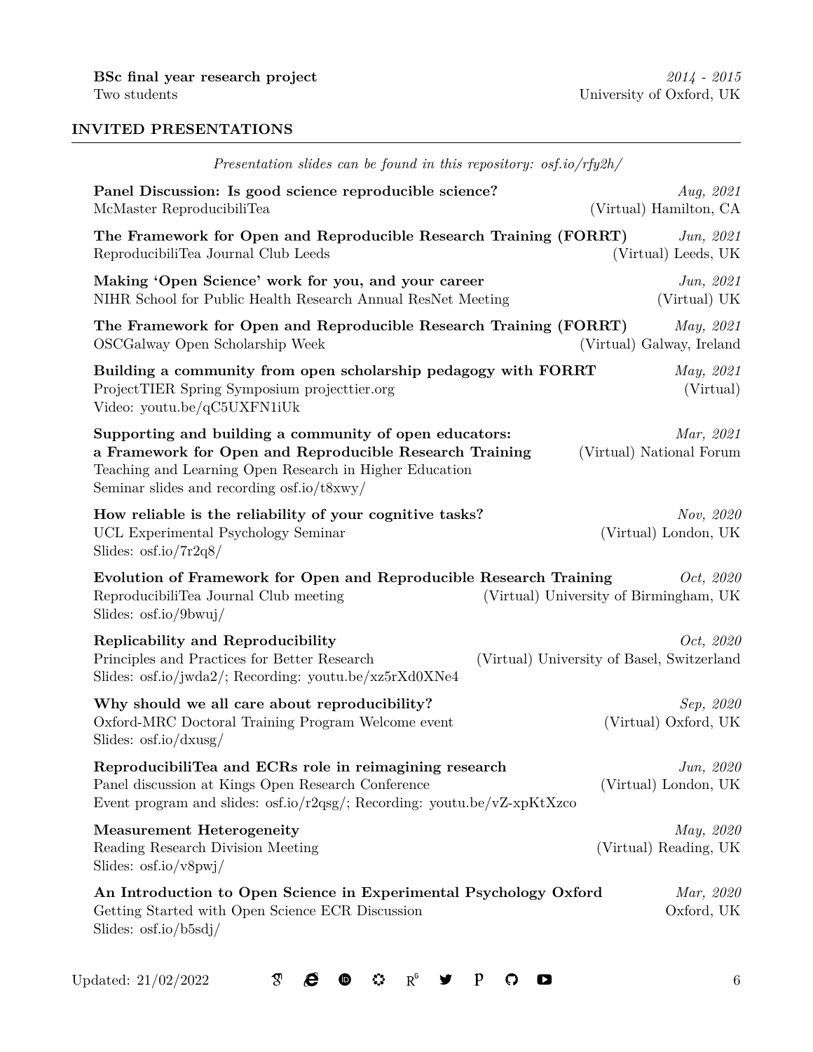**BSc final year research project** *2014 - 2015*
Two students University of Oxford, UK

## INVIDED PRESENTATIONS

*Presentation slides can be found in this repository: osf.io/rfy2h/*

**Panel Discussion: Is good science reproducible science?** *Aug, 2021*
McMaster ReproducibiliTea (Virtual) Hamilton, CA

**The Framework for Open and Reproducible Research Training (FORRT)** *Jun, 2021*
ReproducibiliTea Journal Club Leeds (Virtual) Leeds, UK

**Making 'Open Science' work for you, and your career** *Jun, 2021*
NIHR School for Public Health Research Annual ResNet Meeting (Virtual) UK

**The Framework for Open and Reproducible Research Training (FORRT)** *May, 2021*
OSCGalway Open Scholarship Week (Virtual) Galway, Ireland

**Building a community from open scholarship pedagogy with FORRT** *May, 2021*
ProjectTIER Spring Symposium projecttier.org (Virtual)
Video: youtu.be/qC5UXFN1iUk

**Supporting and building a community of open educators: a Framework for Open and Reproducible Research Training** *Mar, 2021*
Teaching and Learning Open Research in Higher Education (Virtual) National Forum
Seminar slides and recording osf.io/t8xwy/

**How reliable is the reliability of your cognitive tasks?** *Nov, 2020*
UCL Experimental Psychology Seminar (Virtual) London, UK
Slides: osf.io/7r2q8/

**Evolution of Framework for Open and Reproducible Research Training** *Oct, 2020*
ReproducibiliTea Journal Club meeting (Virtual) University of Birmingham, UK
Slides: osf.io/9bwuj/

**Replicability and Reproducibility** *Oct, 2020*
Principles and Practices for Better Research (Virtual) University of Basel, Switzerland
Slides: osf.io/jwda2/; Recording: youtu.be/xz5rXd0XNe4

**Why should we all care about reproducibility?** *Sep, 2020*
Oxford-MRC Doctoral Training Program Welcome event (Virtual) Oxford, UK
Slides: osf.io/dxusg/

**ReproducibiliTea and ECRs role in reimagining research** *Jun, 2020*
Panel discussion at Kings Open Research Conference (Virtual) London, UK
Event program and slides: osf.io/r2qsg/; Recording: youtu.be/vZ-xpKtXzco

**Measurement Heterogeneity** *May, 2020*
Reading Research Division Meeting (Virtual) Reading, UK
Slides: osf.io/v8pwj/

**An Introduction to Open Science in Experimental Psychology Oxford** *Mar, 2020*
Getting Started with Open Science ECR Discussion Oxford, UK
Slides: osf.io/b5sdj/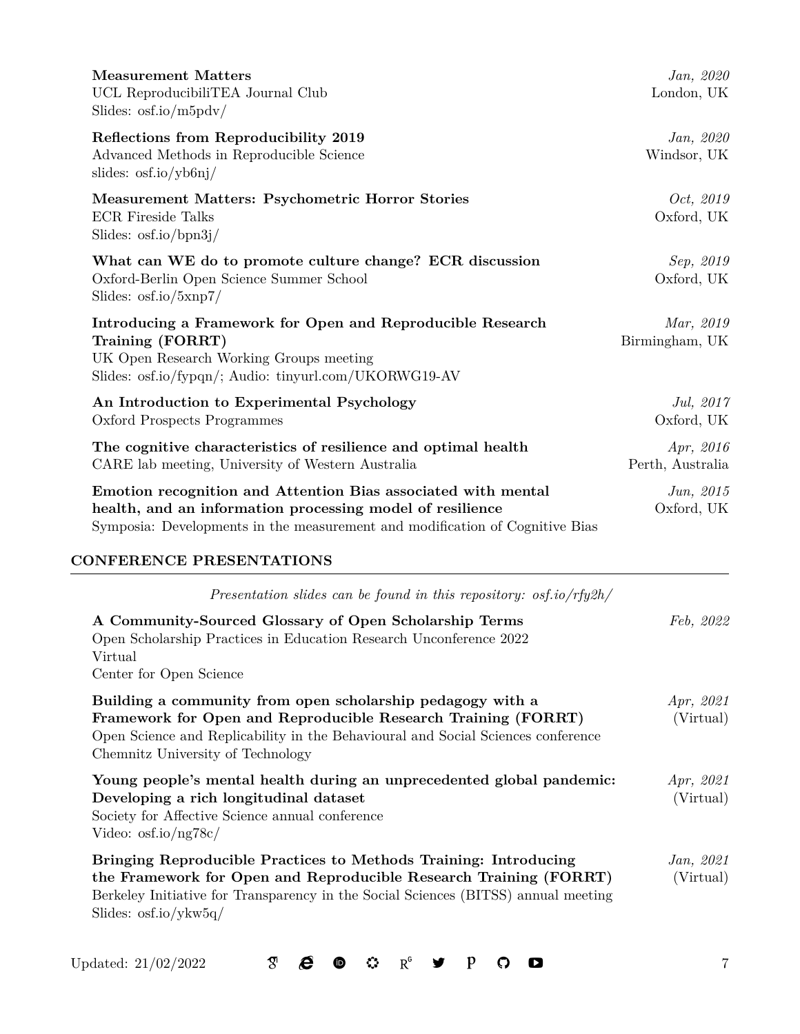**Measurement Matters** — *Jan, 2020*
UCL ReproducibiliTEA Journal Club — London, UK
Slides: osf.io/m5pdv/

**Reflections from Reproducibility 2019** — *Jan, 2020*
Advanced Methods in Reproducible Science — Windsor, UK
slides: osf.io/yb6nj/

**Measurement Matters: Psychometric Horror Stories** — *Oct, 2019*
ECR Fireside Talks — Oxford, UK
Slides: osf.io/bpn3j/

**What can WE do to promote culture change? ECR discussion** — *Sep, 2019*
Oxford-Berlin Open Science Summer School — Oxford, UK
Slides: osf.io/5xnp7/

**Introducing a Framework for Open and Reproducible Research Training (FORRT)** — *Mar, 2019*
UK Open Research Working Groups meeting — Birmingham, UK
Slides: osf.io/fypqn/; Audio: tinyurl.com/UKORWG19-AV

**An Introduction to Experimental Psychology** — *Jul, 2017*
Oxford Prospects Programmes — Oxford, UK

**The cognitive characteristics of resilience and optimal health** — *Apr, 2016*
CARE lab meeting, University of Western Australia — Perth, Australia

**Emotion recognition and Attention Bias associated with mental health, and an information processing model of resilience** — *Jun, 2015*
Symposia: Developments in the measurement and modification of Cognitive Bias — Oxford, UK

## CONFERENCE PRESENTATIONS

*Presentation slides can be found in this repository: osf.io/rfy2h/*

**A Community-Sourced Glossary of Open Scholarship Terms** — *Feb, 2022*
Open Scholarship Practices in Education Research Unconference 2022
Virtual
Center for Open Science

**Building a community from open scholarship pedagogy with a Framework for Open and Reproducible Research Training (FORRT)** — *Apr, 2021* (Virtual)
Open Science and Replicability in the Behavioural and Social Sciences conference
Chemnitz University of Technology

**Young people's mental health during an unprecedented global pandemic: Developing a rich longitudinal dataset** — *Apr, 2021* (Virtual)
Society for Affective Science annual conference
Video: osf.io/ng78c/

**Bringing Reproducible Practices to Methods Training: Introducing the Framework for Open and Reproducible Research Training (FORRT)** — *Jan, 2021* (Virtual)
Berkeley Initiative for Transparency in the Social Sciences (BITSS) annual meeting
Slides: osf.io/ykw5q/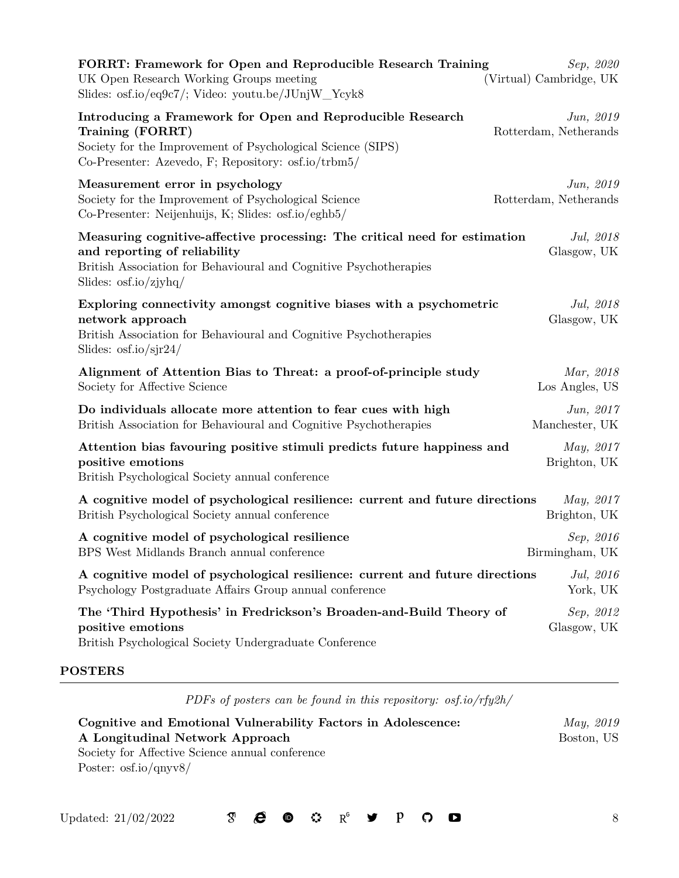**FORRT: Framework for Open and Reproducible Research Training** *Sep, 2020*
UK Open Research Working Groups meeting (Virtual) Cambridge, UK
Slides: osf.io/eq9c7/; Video: youtu.be/JUnjW_Ycyk8

**Introducing a Framework for Open and Reproducible Research Training (FORRT)** *Jun, 2019*
Society for the Improvement of Psychological Science (SIPS) Rotterdam, Netherands
Co-Presenter: Azevedo, F; Repository: osf.io/trbm5/

**Measurement error in psychology** *Jun, 2019*
Society for the Improvement of Psychological Science Rotterdam, Netherands
Co-Presenter: Neijenhuijs, K; Slides: osf.io/eghb5/

**Measuring cognitive-affective processing: The critical need for estimation and reporting of reliability** *Jul, 2018*
British Association for Behavioural and Cognitive Psychotherapies Glasgow, UK
Slides: osf.io/zjyhq/

**Exploring connectivity amongst cognitive biases with a psychometric network approach** *Jul, 2018*
British Association for Behavioural and Cognitive Psychotherapies Glasgow, UK
Slides: osf.io/sjr24/

**Alignment of Attention Bias to Threat: a proof-of-principle study** *Mar, 2018*
Society for Affective Science Los Angles, US

**Do individuals allocate more attention to fear cues with high** *Jun, 2017*
British Association for Behavioural and Cognitive Psychotherapies Manchester, UK

**Attention bias favouring positive stimuli predicts future happiness and positive emotions** *May, 2017*
British Psychological Society annual conference Brighton, UK

**A cognitive model of psychological resilience: current and future directions** *May, 2017*
British Psychological Society annual conference Brighton, UK

**A cognitive model of psychological resilience** *Sep, 2016*
BPS West Midlands Branch annual conference Birmingham, UK

**A cognitive model of psychological resilience: current and future directions** *Jul, 2016*
Psychology Postgraduate Affairs Group annual conference York, UK

**The 'Third Hypothesis' in Fredrickson's Broaden-and-Build Theory of positive emotions** *Sep, 2012*
British Psychological Society Undergraduate Conference Glasgow, UK

## POSTERS

*PDFs of posters can be found in this repository: osf.io/rfy2h/*

**Cognitive and Emotional Vulnerability Factors in Adolescence: A Longitudinal Network Approach** *May, 2019*
Society for Affective Science annual conference Boston, US
Poster: osf.io/qnyv8/

Updated: 21/02/2022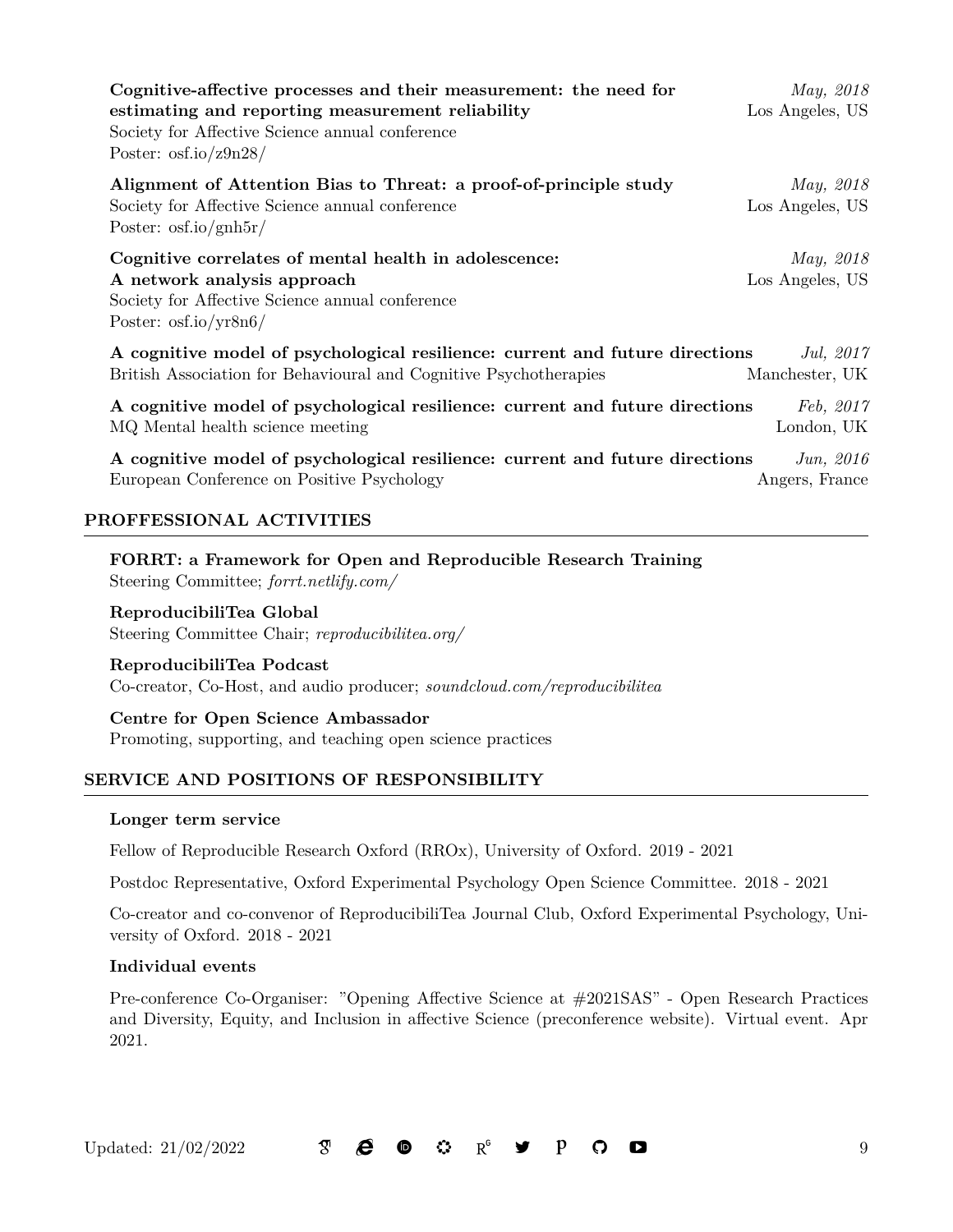**Cognitive-affective processes and their measurement: the need for estimating and reporting measurement reliability** *May, 2018*
Society for Affective Science annual conference — Los Angeles, US
Poster: osf.io/z9n28/

**Alignment of Attention Bias to Threat: a proof-of-principle study** *May, 2018*
Society for Affective Science annual conference — Los Angeles, US
Poster: osf.io/gnh5r/

**Cognitive correlates of mental health in adolescence: A network analysis approach** *May, 2018*
Society for Affective Science annual conference — Los Angeles, US
Poster: osf.io/yr8n6/

**A cognitive model of psychological resilience: current and future directions** *Jul, 2017*
British Association for Behavioural and Cognitive Psychotherapies — Manchester, UK

**A cognitive model of psychological resilience: current and future directions** *Feb, 2017*
MQ Mental health science meeting — London, UK

**A cognitive model of psychological resilience: current and future directions** *Jun, 2016*
European Conference on Positive Psychology — Angers, France

## PROFFESSIONAL ACTIVITIES

**FORRT: a Framework for Open and Reproducible Research Training**
Steering Committee; *forrt.netlify.com/*

**ReproducibiliTea Global**
Steering Committee Chair; *reproducibilitea.org/*

**ReproducibiliTea Podcast**
Co-creator, Co-Host, and audio producer; *soundcloud.com/reproducibilitea*

**Centre for Open Science Ambassador**
Promoting, supporting, and teaching open science practices

## SERVICE AND POSITIONS OF RESPONSIBILITY

**Longer term service**

Fellow of Reproducible Research Oxford (RROx), University of Oxford. 2019 - 2021

Postdoc Representative, Oxford Experimental Psychology Open Science Committee. 2018 - 2021

Co-creator and co-convenor of ReproducibiliTea Journal Club, Oxford Experimental Psychology, University of Oxford. 2018 - 2021

**Individual events**

Pre-conference Co-Organiser: "Opening Affective Science at #2021SAS" - Open Research Practices and Diversity, Equity, and Inclusion in affective Science (preconference website). Virtual event. Apr 2021.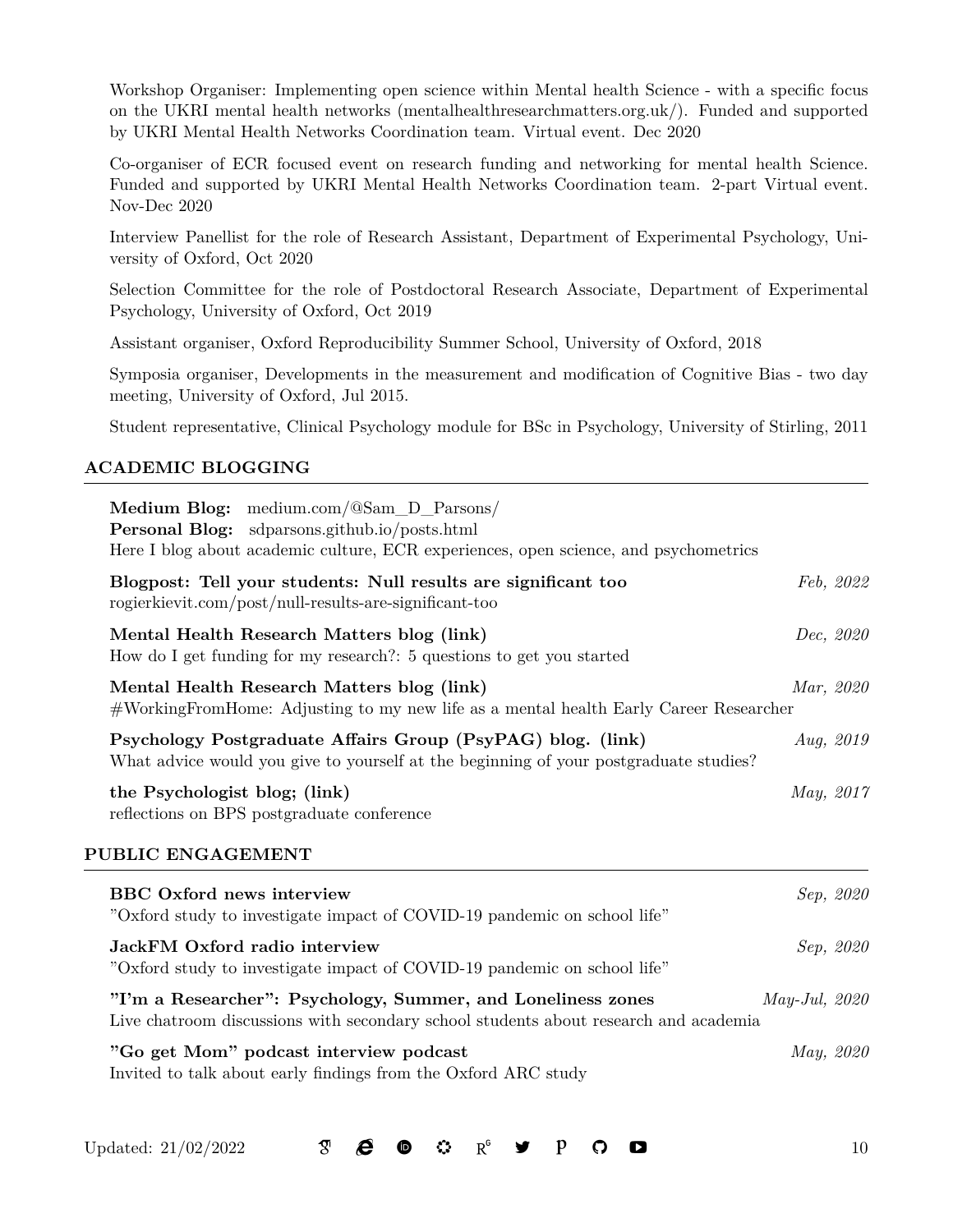Workshop Organiser: Implementing open science within Mental health Science - with a specific focus on the UKRI mental health networks (mentalhealthresearchmatters.org.uk/). Funded and supported by UKRI Mental Health Networks Coordination team. Virtual event. Dec 2020

Co-organiser of ECR focused event on research funding and networking for mental health Science. Funded and supported by UKRI Mental Health Networks Coordination team. 2-part Virtual event. Nov-Dec 2020

Interview Panellist for the role of Research Assistant, Department of Experimental Psychology, University of Oxford, Oct 2020

Selection Committee for the role of Postdoctoral Research Associate, Department of Experimental Psychology, University of Oxford, Oct 2019

Assistant organiser, Oxford Reproducibility Summer School, University of Oxford, 2018

Symposia organiser, Developments in the measurement and modification of Cognitive Bias - two day meeting, University of Oxford, Jul 2015.

Student representative, Clinical Psychology module for BSc in Psychology, University of Stirling, 2011

## ACADEMIC BLOGGING

**Medium Blog:** medium.com/@Sam_D_Parsons/
**Personal Blog:** sdparsons.github.io/posts.html
Here I blog about academic culture, ECR experiences, open science, and psychometrics

**Blogpost: Tell your students: Null results are significant too** — *Feb, 2022*
rogierkievit.com/post/null-results-are-significant-too

**Mental Health Research Matters blog (link)** — *Dec, 2020*
How do I get funding for my research?: 5 questions to get you started

**Mental Health Research Matters blog (link)** — *Mar, 2020*
#WorkingFromHome: Adjusting to my new life as a mental health Early Career Researcher

**Psychology Postgraduate Affairs Group (PsyPAG) blog. (link)** — *Aug, 2019*
What advice would you give to yourself at the beginning of your postgraduate studies?

**the Psychologist blog; (link)** — *May, 2017*
reflections on BPS postgraduate conference

## PUBLIC ENGAGEMENT

**BBC Oxford news interview** — *Sep, 2020*
"Oxford study to investigate impact of COVID-19 pandemic on school life"

**JackFM Oxford radio interview** — *Sep, 2020*
"Oxford study to investigate impact of COVID-19 pandemic on school life"

**"I'm a Researcher": Psychology, Summer, and Loneliness zones** — *May-Jul, 2020*
Live chatroom discussions with secondary school students about research and academia

**"Go get Mom" podcast interview podcast** — *May, 2020*
Invited to talk about early findings from the Oxford ARC study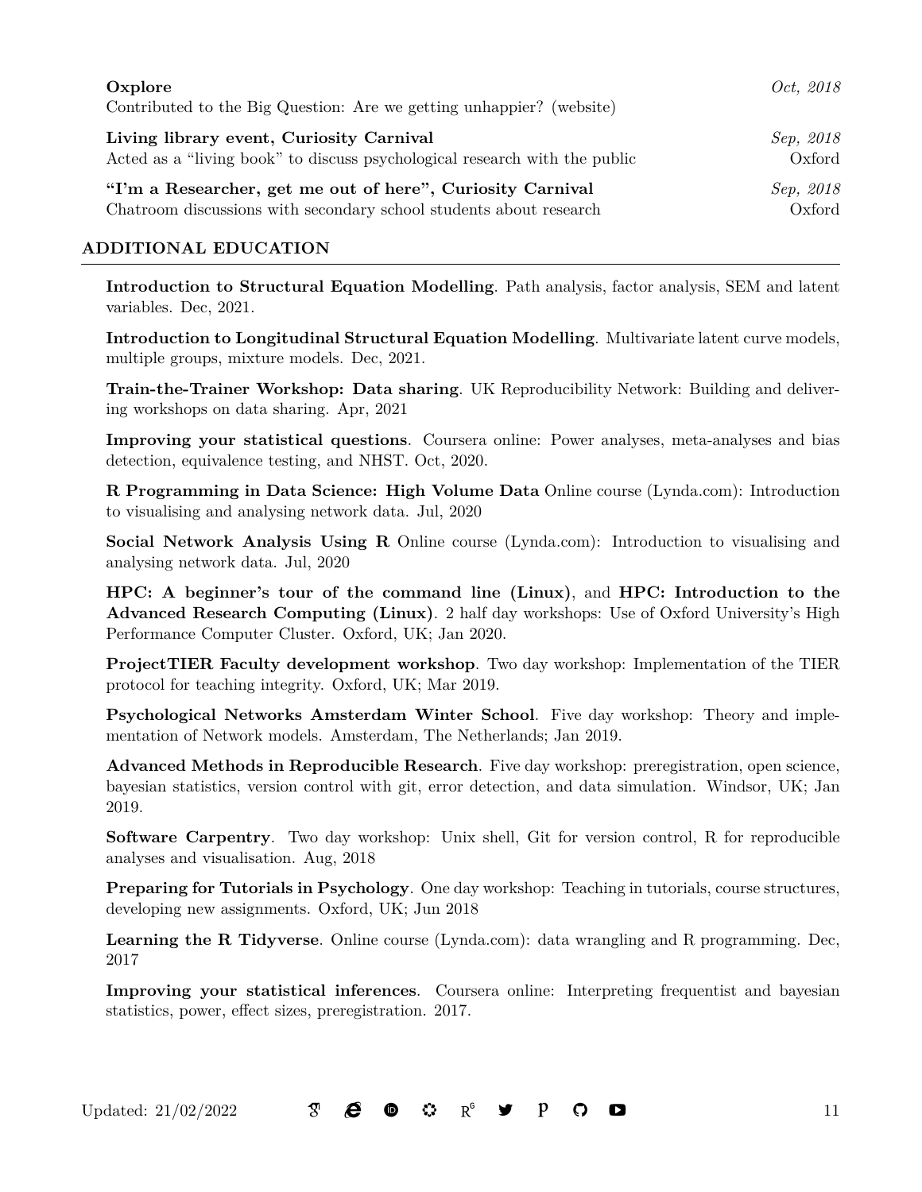**Oxplore** *Oct, 2018*
Contributed to the Big Question: Are we getting unhappier? (website)

**Living library event, Curiosity Carnival** *Sep, 2018*
Acted as a "living book" to discuss psychological research with the public Oxford

**"I'm a Researcher, get me out of here", Curiosity Carnival** *Sep, 2018*
Chatroom discussions with secondary school students about research Oxford

## ADDITIONAL EDUCATION

**Introduction to Structural Equation Modelling**. Path analysis, factor analysis, SEM and latent variables. Dec, 2021.

**Introduction to Longitudinal Structural Equation Modelling**. Multivariate latent curve models, multiple groups, mixture models. Dec, 2021.

**Train-the-Trainer Workshop: Data sharing**. UK Reproducibility Network: Building and delivering workshops on data sharing. Apr, 2021

**Improving your statistical questions**. Coursera online: Power analyses, meta-analyses and bias detection, equivalence testing, and NHST. Oct, 2020.

**R Programming in Data Science: High Volume Data** Online course (Lynda.com): Introduction to visualising and analysing network data. Jul, 2020

**Social Network Analysis Using R** Online course (Lynda.com): Introduction to visualising and analysing network data. Jul, 2020

**HPC: A beginner's tour of the command line (Linux)**, and **HPC: Introduction to the Advanced Research Computing (Linux)**. 2 half day workshops: Use of Oxford University's High Performance Computer Cluster. Oxford, UK; Jan 2020.

**ProjectTIER Faculty development workshop**. Two day workshop: Implementation of the TIER protocol for teaching integrity. Oxford, UK; Mar 2019.

**Psychological Networks Amsterdam Winter School**. Five day workshop: Theory and implementation of Network models. Amsterdam, The Netherlands; Jan 2019.

**Advanced Methods in Reproducible Research**. Five day workshop: preregistration, open science, bayesian statistics, version control with git, error detection, and data simulation. Windsor, UK; Jan 2019.

**Software Carpentry**. Two day workshop: Unix shell, Git for version control, R for reproducible analyses and visualisation. Aug, 2018

**Preparing for Tutorials in Psychology**. One day workshop: Teaching in tutorials, course structures, developing new assignments. Oxford, UK; Jun 2018

**Learning the R Tidyverse**. Online course (Lynda.com): data wrangling and R programming. Dec, 2017

**Improving your statistical inferences**. Coursera online: Interpreting frequentist and bayesian statistics, power, effect sizes, preregistration. 2017.

Updated: 21/02/2022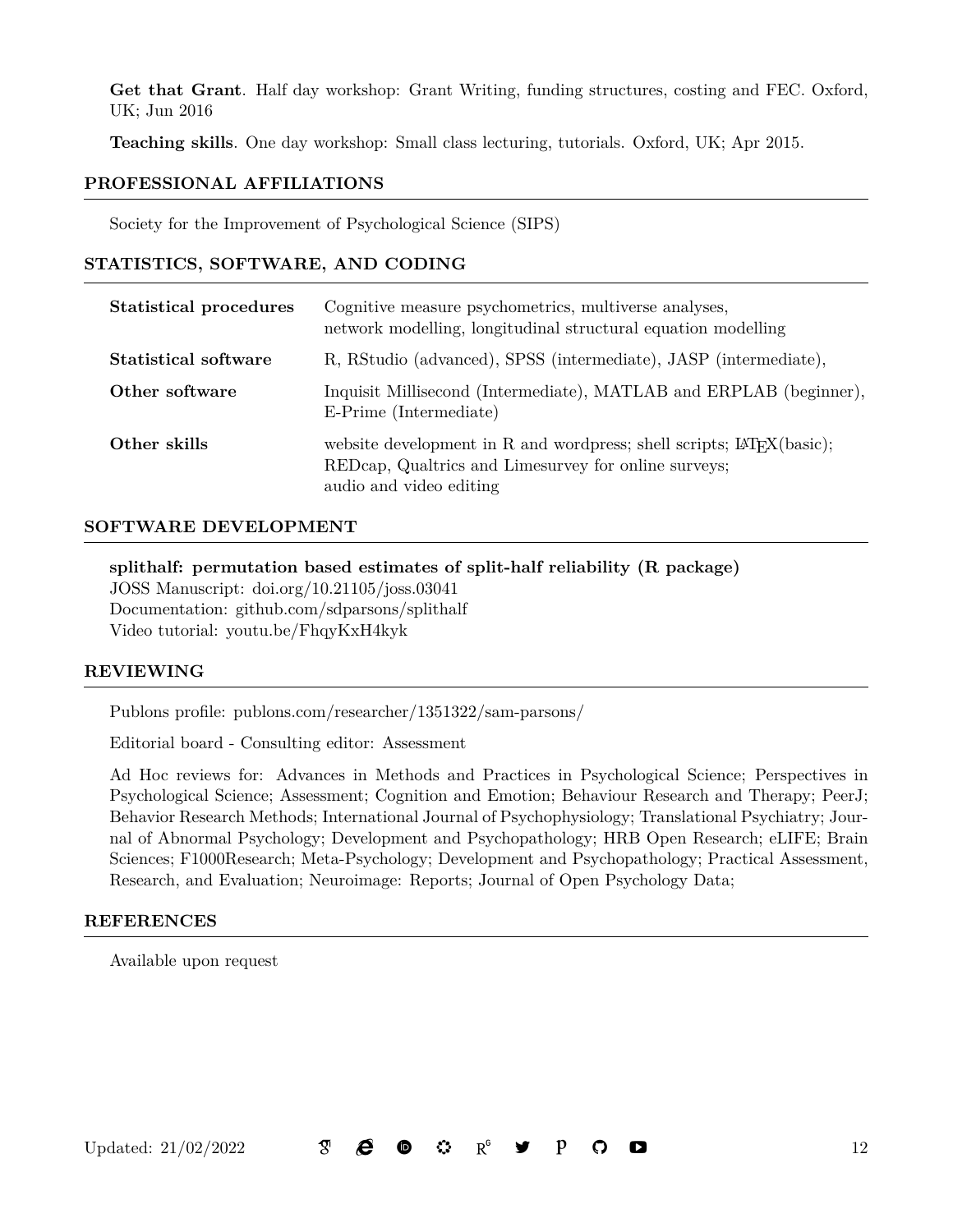**Get that Grant**. Half day workshop: Grant Writing, funding structures, costing and FEC. Oxford, UK; Jun 2016

**Teaching skills**. One day workshop: Small class lecturing, tutorials. Oxford, UK; Apr 2015.

## PROFESSIONAL AFFILIATIONS

Society for the Improvement of Psychological Science (SIPS)

## STATISTICS, SOFTWARE, AND CODING

| | |
|---|---|
| **Statistical procedures** | Cognitive measure psychometrics, multiverse analyses, network modelling, longitudinal structural equation modelling |
| **Statistical software** | R, RStudio (advanced), SPSS (intermediate), JASP (intermediate), |
| **Other software** | Inquisit Millisecond (Intermediate), MATLAB and ERPLAB (beginner), E-Prime (Intermediate) |
| **Other skills** | website development in R and wordpress; shell scripts; LaTeX(basic); REDcap, Qualtrics and Limesurvey for online surveys; audio and video editing |

## SOFTWARE DEVELOPMENT

**splithalf: permutation based estimates of split-half reliability (R package)**
JOSS Manuscript: doi.org/10.21105/joss.03041
Documentation: github.com/sdparsons/splithalf
Video tutorial: youtu.be/FhqyKxH4kyk

## REVIEWING

Publons profile: publons.com/researcher/1351322/sam-parsons/

Editorial board - Consulting editor: Assessment

Ad Hoc reviews for: Advances in Methods and Practices in Psychological Science; Perspectives in Psychological Science; Assessment; Cognition and Emotion; Behaviour Research and Therapy; PeerJ; Behavior Research Methods; International Journal of Psychophysiology; Translational Psychiatry; Journal of Abnormal Psychology; Development and Psychopathology; HRB Open Research; eLIFE; Brain Sciences; F1000Research; Meta-Psychology; Development and Psychopathology; Practical Assessment, Research, and Evaluation; Neuroimage: Reports; Journal of Open Psychology Data;

## REFERENCES

Available upon request

Updated: 21/02/2022